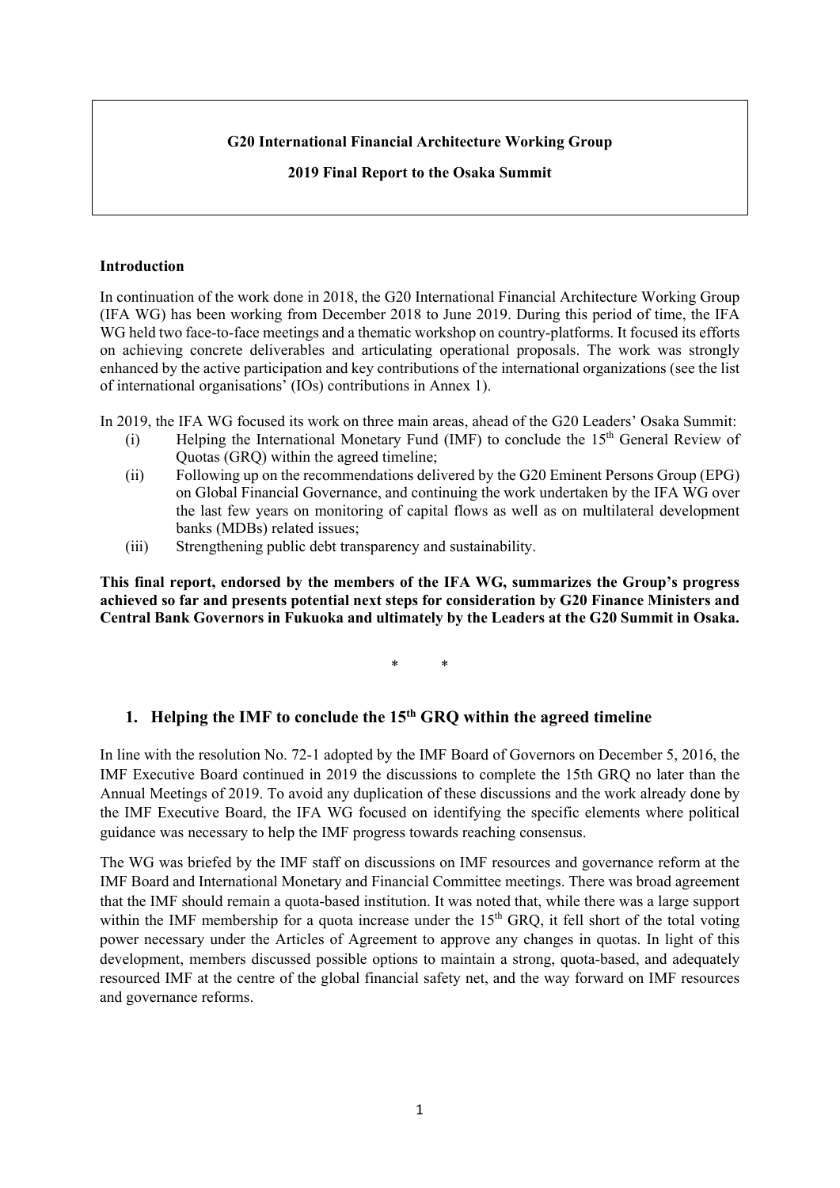**G20 International Financial Architecture Working Group**

**2019 Final Report to the Osaka Summit**

**Introduction**

In continuation of the work done in 2018, the G20 International Financial Architecture Working Group (IFA WG) has been working from December 2018 to June 2019. During this period of time, the IFA WG held two face-to-face meetings and a thematic workshop on country-platforms. It focused its efforts on achieving concrete deliverables and articulating operational proposals. The work was strongly enhanced by the active participation and key contributions of the international organizations (see the list of international organisations' (IOs) contributions in Annex 1).

In 2019, the IFA WG focused its work on three main areas, ahead of the G20 Leaders' Osaka Summit:

(i) Helping the International Monetary Fund (IMF) to conclude the 15th General Review of Quotas (GRQ) within the agreed timeline;

(ii) Following up on the recommendations delivered by the G20 Eminent Persons Group (EPG) on Global Financial Governance, and continuing the work undertaken by the IFA WG over the last few years on monitoring of capital flows as well as on multilateral development banks (MDBs) related issues;

(iii) Strengthening public debt transparency and sustainability.

**This final report, endorsed by the members of the IFA WG, summarizes the Group's progress achieved so far and presents potential next steps for consideration by G20 Finance Ministers and Central Bank Governors in Fukuoka and ultimately by the Leaders at the G20 Summit in Osaka.**

\* \*

## 1. Helping the IMF to conclude the 15th GRQ within the agreed timeline

In line with the resolution No. 72-1 adopted by the IMF Board of Governors on December 5, 2016, the IMF Executive Board continued in 2019 the discussions to complete the 15th GRQ no later than the Annual Meetings of 2019. To avoid any duplication of these discussions and the work already done by the IMF Executive Board, the IFA WG focused on identifying the specific elements where political guidance was necessary to help the IMF progress towards reaching consensus.

The WG was briefed by the IMF staff on discussions on IMF resources and governance reform at the IMF Board and International Monetary and Financial Committee meetings. There was broad agreement that the IMF should remain a quota-based institution. It was noted that, while there was a large support within the IMF membership for a quota increase under the 15th GRQ, it fell short of the total voting power necessary under the Articles of Agreement to approve any changes in quotas. In light of this development, members discussed possible options to maintain a strong, quota-based, and adequately resourced IMF at the centre of the global financial safety net, and the way forward on IMF resources and governance reforms.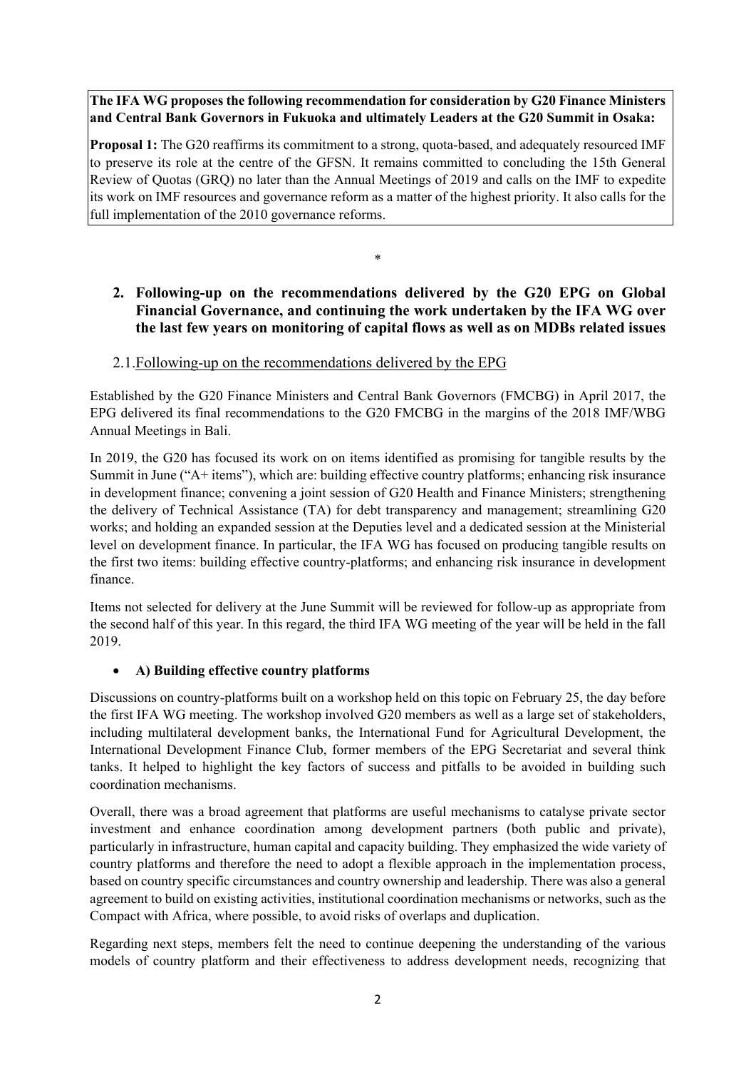**The IFA WG proposes the following recommendation for consideration by G20 Finance Ministers and Central Bank Governors in Fukuoka and ultimately Leaders at the G20 Summit in Osaka:**

**Proposal 1:** The G20 reaffirms its commitment to a strong, quota-based, and adequately resourced IMF to preserve its role at the centre of the GFSN. It remains committed to concluding the 15th General Review of Quotas (GRQ) no later than the Annual Meetings of 2019 and calls on the IMF to expedite its work on IMF resources and governance reform as a matter of the highest priority. It also calls for the full implementation of the 2010 governance reforms.

*

## 2. Following-up on the recommendations delivered by the G20 EPG on Global Financial Governance, and continuing the work undertaken by the IFA WG over the last few years on monitoring of capital flows as well as on MDBs related issues

### 2.1. Following-up on the recommendations delivered by the EPG

Established by the G20 Finance Ministers and Central Bank Governors (FMCBG) in April 2017, the EPG delivered its final recommendations to the G20 FMCBG in the margins of the 2018 IMF/WBG Annual Meetings in Bali.

In 2019, the G20 has focused its work on on items identified as promising for tangible results by the Summit in June ("A+ items"), which are: building effective country platforms; enhancing risk insurance in development finance; convening a joint session of G20 Health and Finance Ministers; strengthening the delivery of Technical Assistance (TA) for debt transparency and management; streamlining G20 works; and holding an expanded session at the Deputies level and a dedicated session at the Ministerial level on development finance. In particular, the IFA WG has focused on producing tangible results on the first two items: building effective country-platforms; and enhancing risk insurance in development finance.

Items not selected for delivery at the June Summit will be reviewed for follow-up as appropriate from the second half of this year. In this regard, the third IFA WG meeting of the year will be held in the fall 2019.

- **A) Building effective country platforms**

Discussions on country-platforms built on a workshop held on this topic on February 25, the day before the first IFA WG meeting. The workshop involved G20 members as well as a large set of stakeholders, including multilateral development banks, the International Fund for Agricultural Development, the International Development Finance Club, former members of the EPG Secretariat and several think tanks. It helped to highlight the key factors of success and pitfalls to be avoided in building such coordination mechanisms.

Overall, there was a broad agreement that platforms are useful mechanisms to catalyse private sector investment and enhance coordination among development partners (both public and private), particularly in infrastructure, human capital and capacity building. They emphasized the wide variety of country platforms and therefore the need to adopt a flexible approach in the implementation process, based on country specific circumstances and country ownership and leadership. There was also a general agreement to build on existing activities, institutional coordination mechanisms or networks, such as the Compact with Africa, where possible, to avoid risks of overlaps and duplication.

Regarding next steps, members felt the need to continue deepening the understanding of the various models of country platform and their effectiveness to address development needs, recognizing that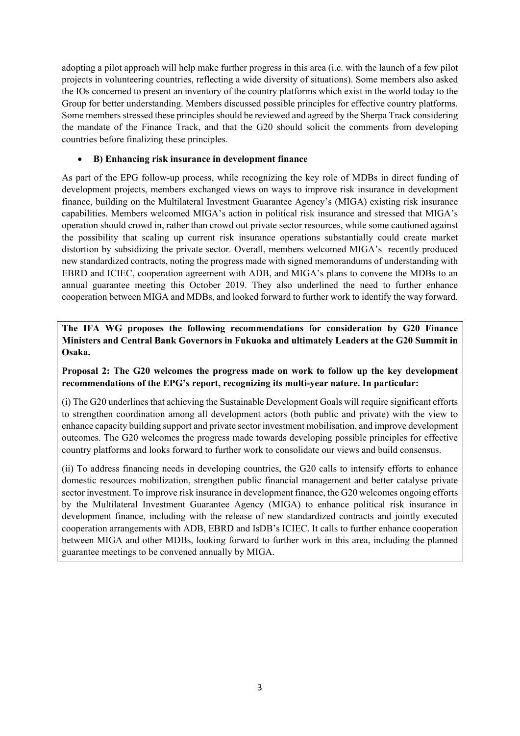adopting a pilot approach will help make further progress in this area (i.e. with the launch of a few pilot projects in volunteering countries, reflecting a wide diversity of situations). Some members also asked the IOs concerned to present an inventory of the country platforms which exist in the world today to the Group for better understanding. Members discussed possible principles for effective country platforms. Some members stressed these principles should be reviewed and agreed by the Sherpa Track considering the mandate of the Finance Track, and that the G20 should solicit the comments from developing countries before finalizing these principles.

- **B) Enhancing risk insurance in development finance**

As part of the EPG follow-up process, while recognizing the key role of MDBs in direct funding of development projects, members exchanged views on ways to improve risk insurance in development finance, building on the Multilateral Investment Guarantee Agency's (MIGA) existing risk insurance capabilities. Members welcomed MIGA's action in political risk insurance and stressed that MIGA's operation should crowd in, rather than crowd out private sector resources, while some cautioned against the possibility that scaling up current risk insurance operations substantially could create market distortion by subsidizing the private sector. Overall, members welcomed MIGA's recently produced new standardized contracts, noting the progress made with signed memorandums of understanding with EBRD and ICIEC, cooperation agreement with ADB, and MIGA's plans to convene the MDBs to an annual guarantee meeting this October 2019. They also underlined the need to further enhance cooperation between MIGA and MDBs, and looked forward to further work to identify the way forward.

**The IFA WG proposes the following recommendations for consideration by G20 Finance Ministers and Central Bank Governors in Fukuoka and ultimately Leaders at the G20 Summit in Osaka.**

**Proposal 2: The G20 welcomes the progress made on work to follow up the key development recommendations of the EPG's report, recognizing its multi-year nature. In particular:**

(i) The G20 underlines that achieving the Sustainable Development Goals will require significant efforts to strengthen coordination among all development actors (both public and private) with the view to enhance capacity building support and private sector investment mobilisation, and improve development outcomes. The G20 welcomes the progress made towards developing possible principles for effective country platforms and looks forward to further work to consolidate our views and build consensus.

(ii) To address financing needs in developing countries, the G20 calls to intensify efforts to enhance domestic resources mobilization, strengthen public financial management and better catalyse private sector investment. To improve risk insurance in development finance, the G20 welcomes ongoing efforts by the Multilateral Investment Guarantee Agency (MIGA) to enhance political risk insurance in development finance, including with the release of new standardized contracts and jointly executed cooperation arrangements with ADB, EBRD and IsDB's ICIEC. It calls to further enhance cooperation between MIGA and other MDBs, looking forward to further work in this area, including the planned guarantee meetings to be convened annually by MIGA.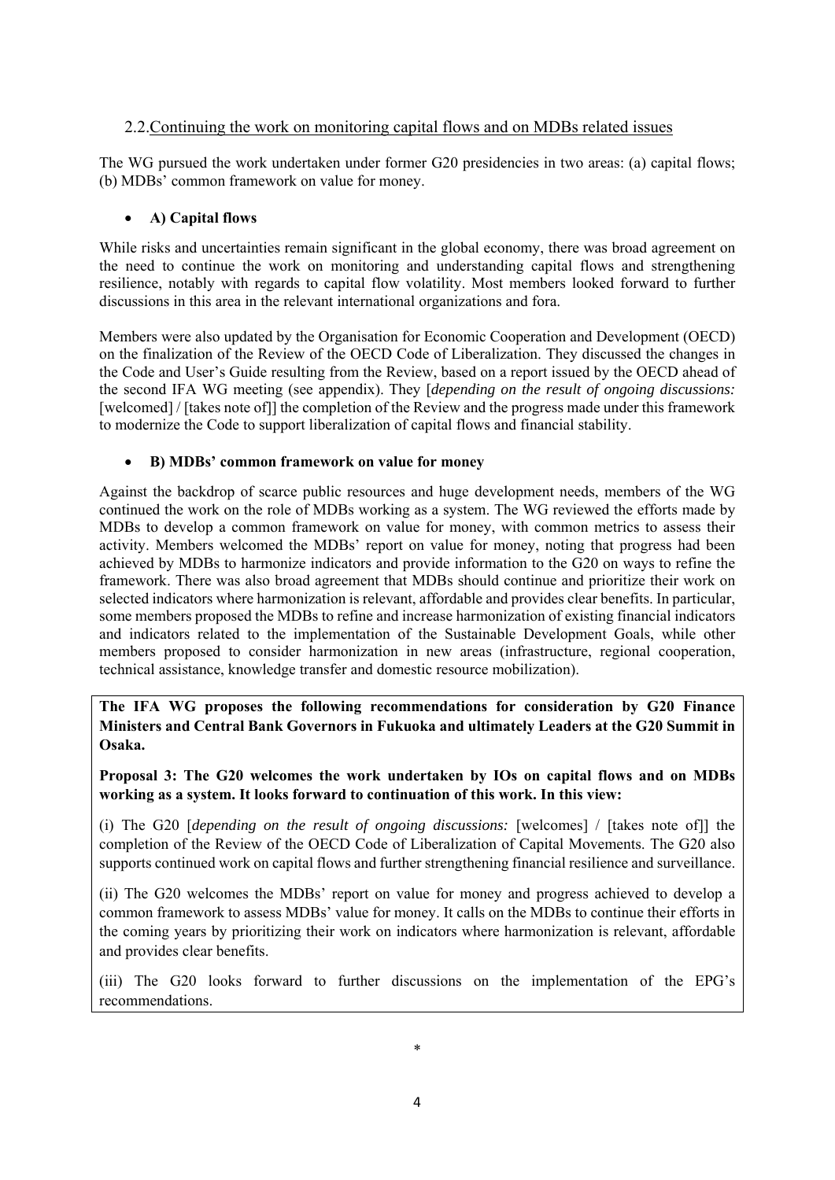## 2.2. Continuing the work on monitoring capital flows and on MDBs related issues

The WG pursued the work undertaken under former G20 presidencies in two areas: (a) capital flows; (b) MDBs' common framework on value for money.

- **A) Capital flows**

While risks and uncertainties remain significant in the global economy, there was broad agreement on the need to continue the work on monitoring and understanding capital flows and strengthening resilience, notably with regards to capital flow volatility. Most members looked forward to further discussions in this area in the relevant international organizations and fora.

Members were also updated by the Organisation for Economic Cooperation and Development (OECD) on the finalization of the Review of the OECD Code of Liberalization. They discussed the changes in the Code and User's Guide resulting from the Review, based on a report issued by the OECD ahead of the second IFA WG meeting (see appendix). They [*depending on the result of ongoing discussions:* [welcomed] / [takes note of]] the completion of the Review and the progress made under this framework to modernize the Code to support liberalization of capital flows and financial stability.

- **B) MDBs' common framework on value for money**

Against the backdrop of scarce public resources and huge development needs, members of the WG continued the work on the role of MDBs working as a system. The WG reviewed the efforts made by MDBs to develop a common framework on value for money, with common metrics to assess their activity. Members welcomed the MDBs' report on value for money, noting that progress had been achieved by MDBs to harmonize indicators and provide information to the G20 on ways to refine the framework. There was also broad agreement that MDBs should continue and prioritize their work on selected indicators where harmonization is relevant, affordable and provides clear benefits. In particular, some members proposed the MDBs to refine and increase harmonization of existing financial indicators and indicators related to the implementation of the Sustainable Development Goals, while other members proposed to consider harmonization in new areas (infrastructure, regional cooperation, technical assistance, knowledge transfer and domestic resource mobilization).

**The IFA WG proposes the following recommendations for consideration by G20 Finance Ministers and Central Bank Governors in Fukuoka and ultimately Leaders at the G20 Summit in Osaka.**

**Proposal 3: The G20 welcomes the work undertaken by IOs on capital flows and on MDBs working as a system. It looks forward to continuation of this work. In this view:**

(i) The G20 [*depending on the result of ongoing discussions:* [welcomes] / [takes note of]] the completion of the Review of the OECD Code of Liberalization of Capital Movements. The G20 also supports continued work on capital flows and further strengthening financial resilience and surveillance.

(ii) The G20 welcomes the MDBs' report on value for money and progress achieved to develop a common framework to assess MDBs' value for money. It calls on the MDBs to continue their efforts in the coming years by prioritizing their work on indicators where harmonization is relevant, affordable and provides clear benefits.

(iii) The G20 looks forward to further discussions on the implementation of the EPG's recommendations.

*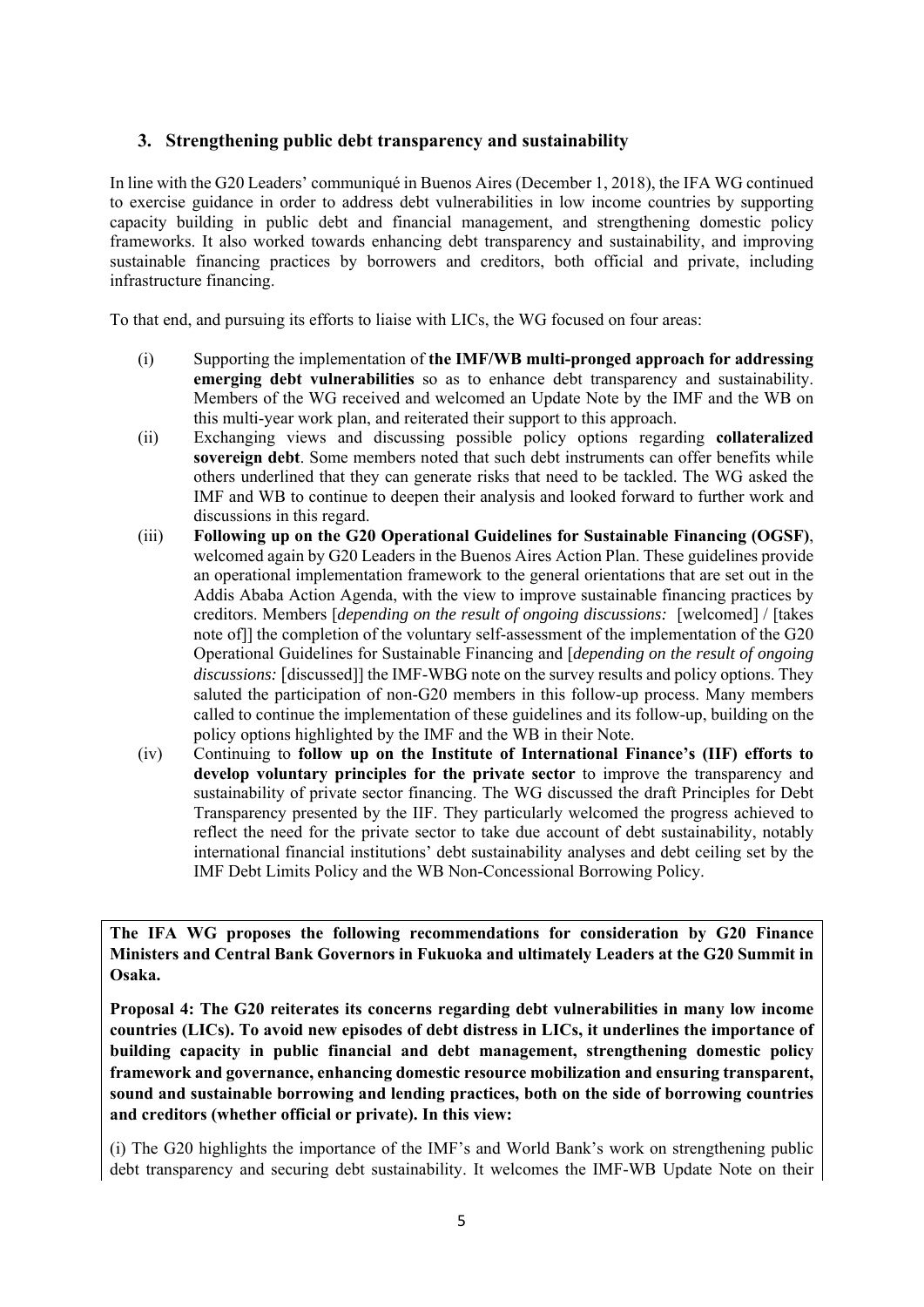### 3. Strengthening public debt transparency and sustainability

In line with the G20 Leaders' communiqué in Buenos Aires (December 1, 2018), the IFA WG continued to exercise guidance in order to address debt vulnerabilities in low income countries by supporting capacity building in public debt and financial management, and strengthening domestic policy frameworks. It also worked towards enhancing debt transparency and sustainability, and improving sustainable financing practices by borrowers and creditors, both official and private, including infrastructure financing.

To that end, and pursuing its efforts to liaise with LICs, the WG focused on four areas:

(i) Supporting the implementation of **the IMF/WB multi-pronged approach for addressing emerging debt vulnerabilities** so as to enhance debt transparency and sustainability. Members of the WG received and welcomed an Update Note by the IMF and the WB on this multi-year work plan, and reiterated their support to this approach.

(ii) Exchanging views and discussing possible policy options regarding **collateralized sovereign debt**. Some members noted that such debt instruments can offer benefits while others underlined that they can generate risks that need to be tackled. The WG asked the IMF and WB to continue to deepen their analysis and looked forward to further work and discussions in this regard.

(iii) **Following up on the G20 Operational Guidelines for Sustainable Financing (OGSF)**, welcomed again by G20 Leaders in the Buenos Aires Action Plan. These guidelines provide an operational implementation framework to the general orientations that are set out in the Addis Ababa Action Agenda, with the view to improve sustainable financing practices by creditors. Members [*depending on the result of ongoing discussions:* [welcomed] / [takes note of]] the completion of the voluntary self-assessment of the implementation of the G20 Operational Guidelines for Sustainable Financing and [*depending on the result of ongoing discussions:* [discussed]] the IMF-WBG note on the survey results and policy options. They saluted the participation of non-G20 members in this follow-up process. Many members called to continue the implementation of these guidelines and its follow-up, building on the policy options highlighted by the IMF and the WB in their Note.

(iv) Continuing to **follow up on the Institute of International Finance's (IIF) efforts to develop voluntary principles for the private sector** to improve the transparency and sustainability of private sector financing. The WG discussed the draft Principles for Debt Transparency presented by the IIF. They particularly welcomed the progress achieved to reflect the need for the private sector to take due account of debt sustainability, notably international financial institutions' debt sustainability analyses and debt ceiling set by the IMF Debt Limits Policy and the WB Non-Concessional Borrowing Policy.

**The IFA WG proposes the following recommendations for consideration by G20 Finance Ministers and Central Bank Governors in Fukuoka and ultimately Leaders at the G20 Summit in Osaka.**

**Proposal 4: The G20 reiterates its concerns regarding debt vulnerabilities in many low income countries (LICs). To avoid new episodes of debt distress in LICs, it underlines the importance of building capacity in public financial and debt management, strengthening domestic policy framework and governance, enhancing domestic resource mobilization and ensuring transparent, sound and sustainable borrowing and lending practices, both on the side of borrowing countries and creditors (whether official or private). In this view:**

(i) The G20 highlights the importance of the IMF's and World Bank's work on strengthening public debt transparency and securing debt sustainability. It welcomes the IMF-WB Update Note on their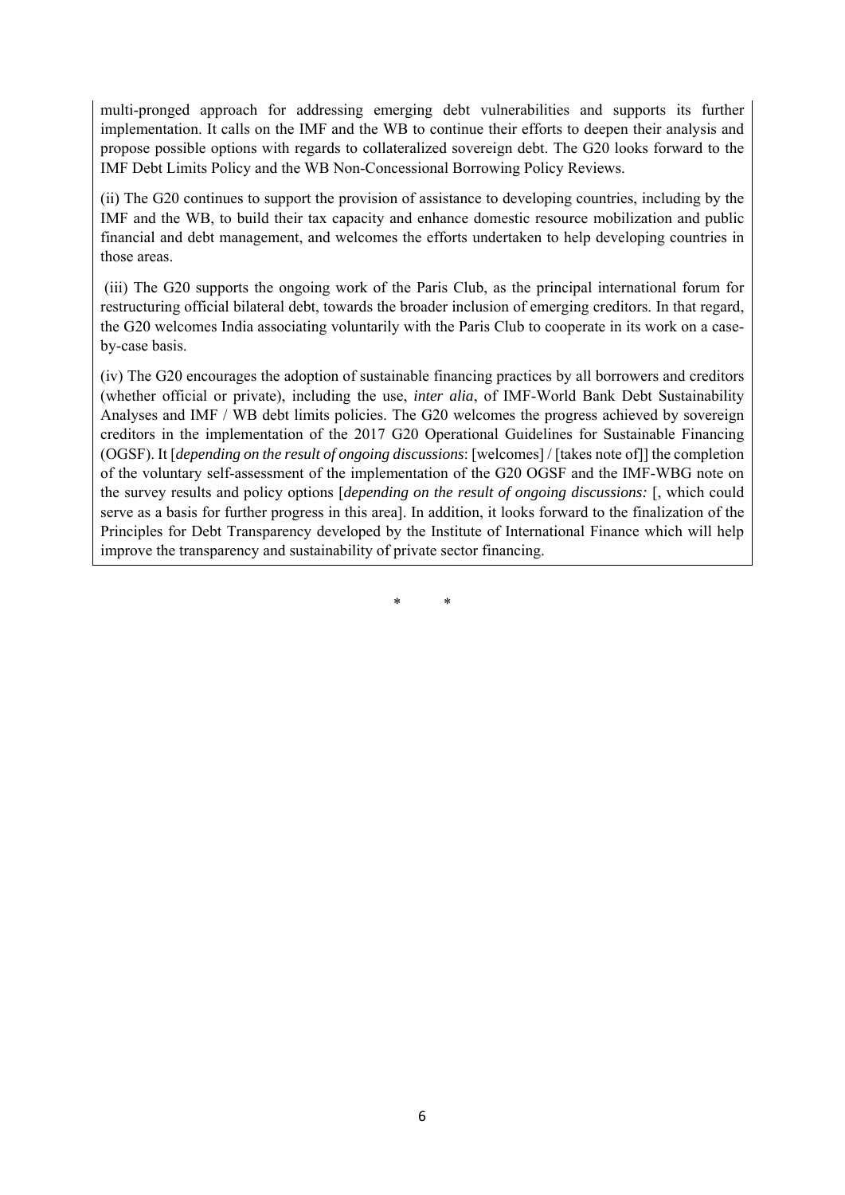multi-pronged approach for addressing emerging debt vulnerabilities and supports its further implementation. It calls on the IMF and the WB to continue their efforts to deepen their analysis and propose possible options with regards to collateralized sovereign debt. The G20 looks forward to the IMF Debt Limits Policy and the WB Non-Concessional Borrowing Policy Reviews.

(ii) The G20 continues to support the provision of assistance to developing countries, including by the IMF and the WB, to build their tax capacity and enhance domestic resource mobilization and public financial and debt management, and welcomes the efforts undertaken to help developing countries in those areas.

(iii) The G20 supports the ongoing work of the Paris Club, as the principal international forum for restructuring official bilateral debt, towards the broader inclusion of emerging creditors. In that regard, the G20 welcomes India associating voluntarily with the Paris Club to cooperate in its work on a case-by-case basis.

(iv) The G20 encourages the adoption of sustainable financing practices by all borrowers and creditors (whether official or private), including the use, *inter alia*, of IMF-World Bank Debt Sustainability Analyses and IMF / WB debt limits policies. The G20 welcomes the progress achieved by sovereign creditors in the implementation of the 2017 G20 Operational Guidelines for Sustainable Financing (OGSF). It [*depending on the result of ongoing discussions*: [welcomes] / [takes note of]] the completion of the voluntary self-assessment of the implementation of the G20 OGSF and the IMF-WBG note on the survey results and policy options [*depending on the result of ongoing discussions:* [, which could serve as a basis for further progress in this area]. In addition, it looks forward to the finalization of the Principles for Debt Transparency developed by the Institute of International Finance which will help improve the transparency and sustainability of private sector financing.

\* \*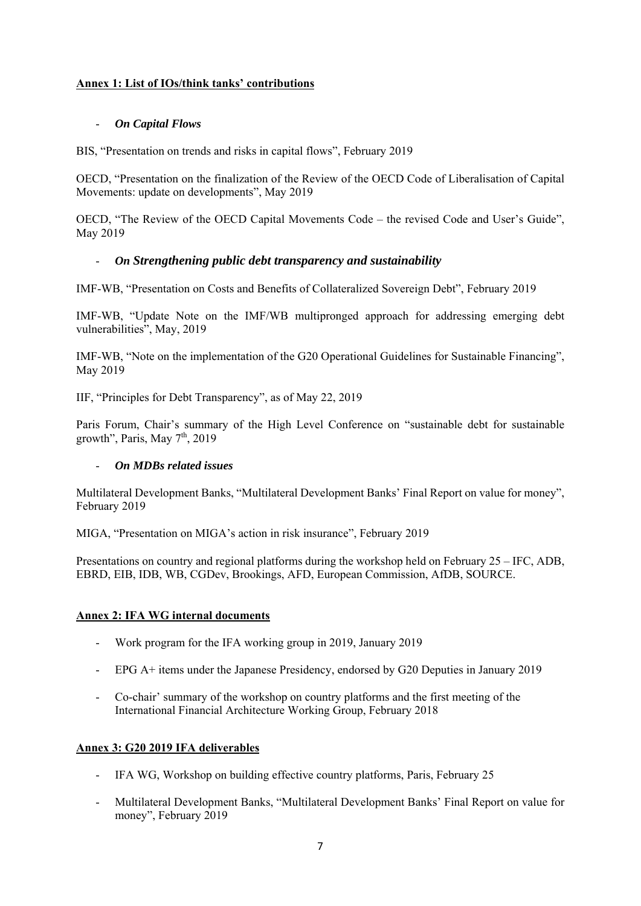## Annex 1: List of IOs/think tanks' contributions

- ***On Capital Flows***

BIS, "Presentation on trends and risks in capital flows", February 2019

OECD, "Presentation on the finalization of the Review of the OECD Code of Liberalisation of Capital Movements: update on developments", May 2019

OECD, "The Review of the OECD Capital Movements Code – the revised Code and User's Guide", May 2019

- ***On Strengthening public debt transparency and sustainability***

IMF-WB, "Presentation on Costs and Benefits of Collateralized Sovereign Debt", February 2019

IMF-WB, "Update Note on the IMF/WB multipronged approach for addressing emerging debt vulnerabilities", May, 2019

IMF-WB, "Note on the implementation of the G20 Operational Guidelines for Sustainable Financing", May 2019

IIF, "Principles for Debt Transparency", as of May 22, 2019

Paris Forum, Chair's summary of the High Level Conference on "sustainable debt for sustainable growth", Paris, May 7th, 2019

- ***On MDBs related issues***

Multilateral Development Banks, "Multilateral Development Banks' Final Report on value for money", February 2019

MIGA, "Presentation on MIGA's action in risk insurance", February 2019

Presentations on country and regional platforms during the workshop held on February 25 – IFC, ADB, EBRD, EIB, IDB, WB, CGDev, Brookings, AFD, European Commission, AfDB, SOURCE.

## Annex 2: IFA WG internal documents

- Work program for the IFA working group in 2019, January 2019
- EPG A+ items under the Japanese Presidency, endorsed by G20 Deputies in January 2019
- Co-chair' summary of the workshop on country platforms and the first meeting of the International Financial Architecture Working Group, February 2018

## Annex 3: G20 2019 IFA deliverables

- IFA WG, Workshop on building effective country platforms, Paris, February 25
- Multilateral Development Banks, "Multilateral Development Banks' Final Report on value for money", February 2019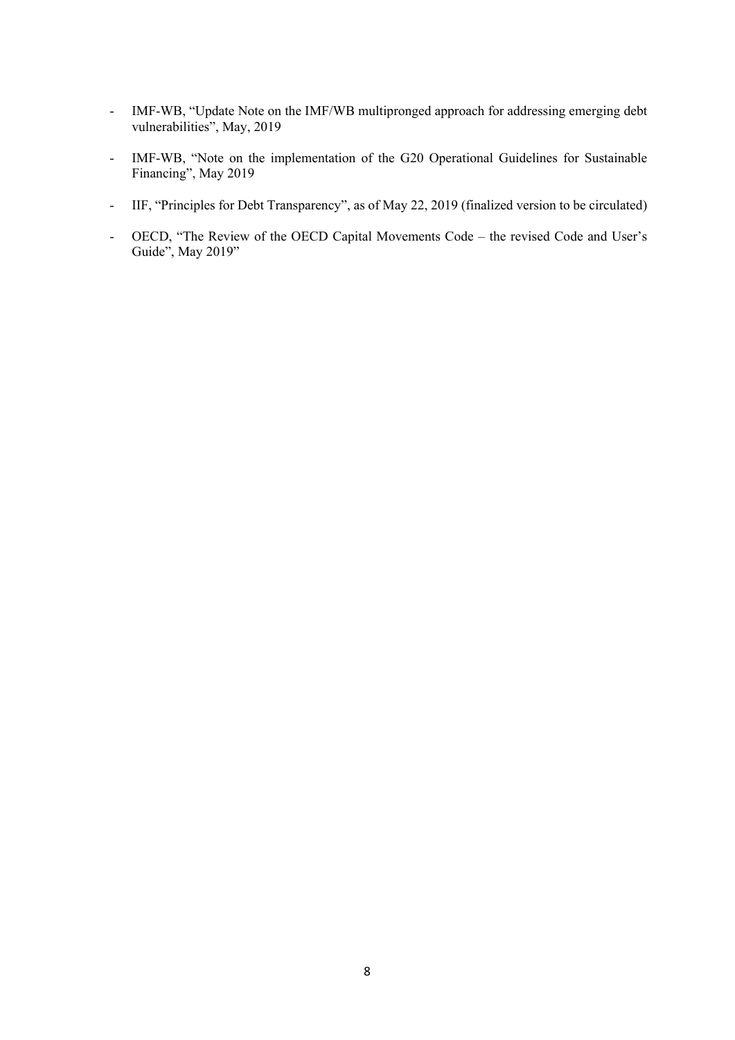- IMF-WB, "Update Note on the IMF/WB multipronged approach for addressing emerging debt vulnerabilities", May, 2019

- IMF-WB, "Note on the implementation of the G20 Operational Guidelines for Sustainable Financing", May 2019

- IIF, "Principles for Debt Transparency", as of May 22, 2019 (finalized version to be circulated)

- OECD, "The Review of the OECD Capital Movements Code – the revised Code and User's Guide", May 2019"